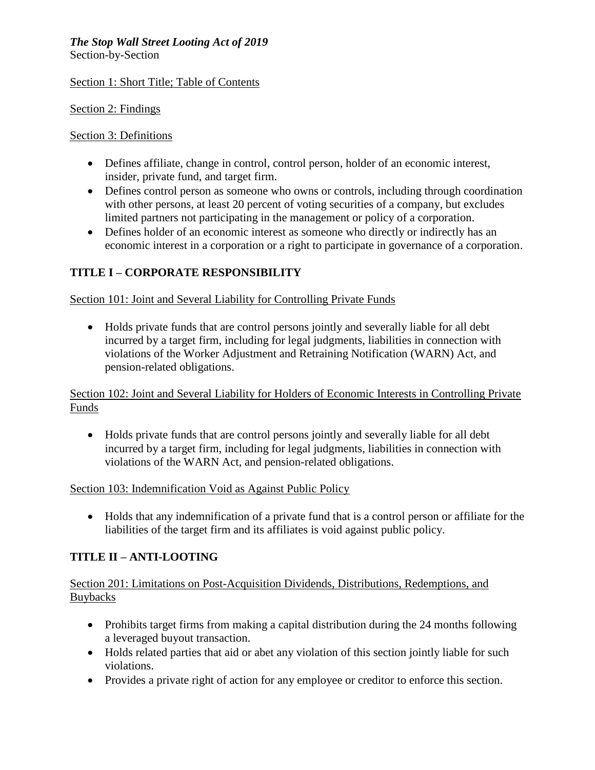# *The Stop Wall Street Looting Act of 2019*

Section-by-Section

Section 1: Short Title; Table of Contents

Section 2: Findings

Section 3: Definitions

- Defines affiliate, change in control, control person, holder of an economic interest, insider, private fund, and target firm.
- Defines control person as someone who owns or controls, including through coordination with other persons, at least 20 percent of voting securities of a company, but excludes limited partners not participating in the management or policy of a corporation.
- Defines holder of an economic interest as someone who directly or indirectly has an economic interest in a corporation or a right to participate in governance of a corporation.

## TITLE I – CORPORATE RESPONSIBILITY

Section 101: Joint and Several Liability for Controlling Private Funds

- Holds private funds that are control persons jointly and severally liable for all debt incurred by a target firm, including for legal judgments, liabilities in connection with violations of the Worker Adjustment and Retraining Notification (WARN) Act, and pension-related obligations.

Section 102: Joint and Several Liability for Holders of Economic Interests in Controlling Private Funds

- Holds private funds that are control persons jointly and severally liable for all debt incurred by a target firm, including for legal judgments, liabilities in connection with violations of the WARN Act, and pension-related obligations.

Section 103: Indemnification Void as Against Public Policy

- Holds that any indemnification of a private fund that is a control person or affiliate for the liabilities of the target firm and its affiliates is void against public policy.

## TITLE II – ANTI-LOOTING

Section 201: Limitations on Post-Acquisition Dividends, Distributions, Redemptions, and Buybacks

- Prohibits target firms from making a capital distribution during the 24 months following a leveraged buyout transaction.
- Holds related parties that aid or abet any violation of this section jointly liable for such violations.
- Provides a private right of action for any employee or creditor to enforce this section.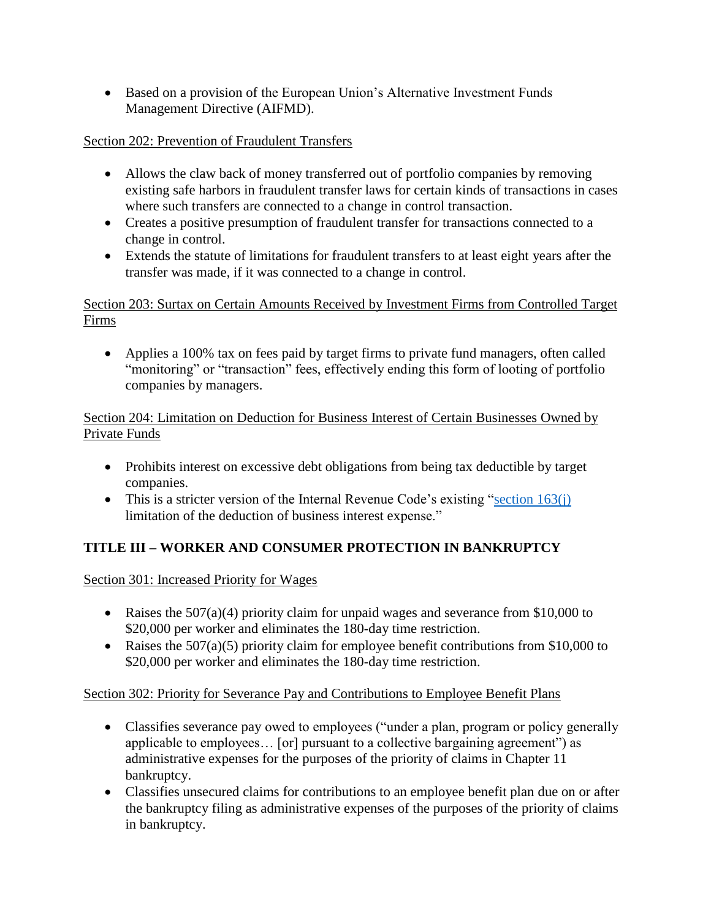- Based on a provision of the European Union's Alternative Investment Funds Management Directive (AIFMD).

Section 202: Prevention of Fraudulent Transfers

- Allows the claw back of money transferred out of portfolio companies by removing existing safe harbors in fraudulent transfer laws for certain kinds of transactions in cases where such transfers are connected to a change in control transaction.
- Creates a positive presumption of fraudulent transfer for transactions connected to a change in control.
- Extends the statute of limitations for fraudulent transfers to at least eight years after the transfer was made, if it was connected to a change in control.

Section 203: Surtax on Certain Amounts Received by Investment Firms from Controlled Target Firms

- Applies a 100% tax on fees paid by target firms to private fund managers, often called "monitoring" or "transaction" fees, effectively ending this form of looting of portfolio companies by managers.

Section 204: Limitation on Deduction for Business Interest of Certain Businesses Owned by Private Funds

- Prohibits interest on excessive debt obligations from being tax deductible by target companies.
- This is a stricter version of the Internal Revenue Code's existing "section 163(j) limitation of the deduction of business interest expense."

## TITLE III – WORKER AND CONSUMER PROTECTION IN BANKRUPTCY

Section 301: Increased Priority for Wages

- Raises the 507(a)(4) priority claim for unpaid wages and severance from $10,000 to $20,000 per worker and eliminates the 180-day time restriction.
- Raises the 507(a)(5) priority claim for employee benefit contributions from $10,000 to $20,000 per worker and eliminates the 180-day time restriction.

Section 302: Priority for Severance Pay and Contributions to Employee Benefit Plans

- Classifies severance pay owed to employees ("under a plan, program or policy generally applicable to employees… [or] pursuant to a collective bargaining agreement") as administrative expenses for the purposes of the priority of claims in Chapter 11 bankruptcy.
- Classifies unsecured claims for contributions to an employee benefit plan due on or after the bankruptcy filing as administrative expenses of the purposes of the priority of claims in bankruptcy.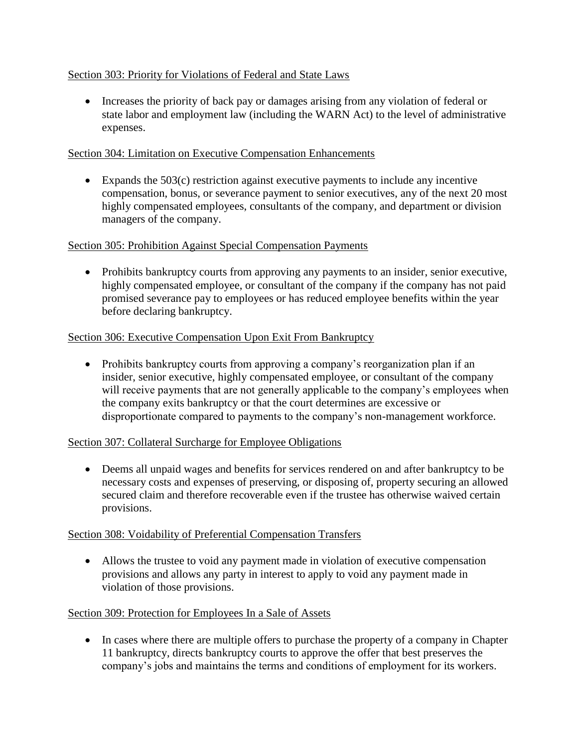Section 303: Priority for Violations of Federal and State Laws

- Increases the priority of back pay or damages arising from any violation of federal or state labor and employment law (including the WARN Act) to the level of administrative expenses.

Section 304: Limitation on Executive Compensation Enhancements

- Expands the 503(c) restriction against executive payments to include any incentive compensation, bonus, or severance payment to senior executives, any of the next 20 most highly compensated employees, consultants of the company, and department or division managers of the company.

Section 305: Prohibition Against Special Compensation Payments

- Prohibits bankruptcy courts from approving any payments to an insider, senior executive, highly compensated employee, or consultant of the company if the company has not paid promised severance pay to employees or has reduced employee benefits within the year before declaring bankruptcy.

Section 306: Executive Compensation Upon Exit From Bankruptcy

- Prohibits bankruptcy courts from approving a company's reorganization plan if an insider, senior executive, highly compensated employee, or consultant of the company will receive payments that are not generally applicable to the company's employees when the company exits bankruptcy or that the court determines are excessive or disproportionate compared to payments to the company's non-management workforce.

Section 307: Collateral Surcharge for Employee Obligations

- Deems all unpaid wages and benefits for services rendered on and after bankruptcy to be necessary costs and expenses of preserving, or disposing of, property securing an allowed secured claim and therefore recoverable even if the trustee has otherwise waived certain provisions.

Section 308: Voidability of Preferential Compensation Transfers

- Allows the trustee to void any payment made in violation of executive compensation provisions and allows any party in interest to apply to void any payment made in violation of those provisions.

Section 309: Protection for Employees In a Sale of Assets

- In cases where there are multiple offers to purchase the property of a company in Chapter 11 bankruptcy, directs bankruptcy courts to approve the offer that best preserves the company's jobs and maintains the terms and conditions of employment for its workers.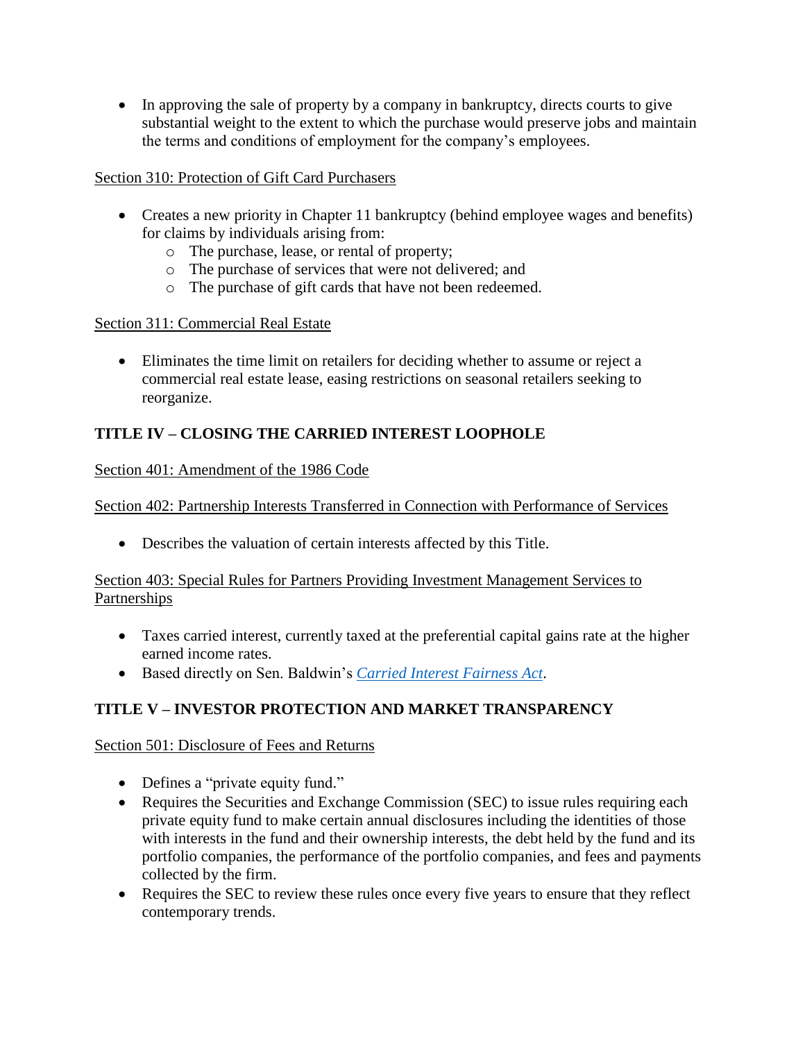- In approving the sale of property by a company in bankruptcy, directs courts to give substantial weight to the extent to which the purchase would preserve jobs and maintain the terms and conditions of employment for the company's employees.

Section 310: Protection of Gift Card Purchasers

- Creates a new priority in Chapter 11 bankruptcy (behind employee wages and benefits) for claims by individuals arising from:
  - The purchase, lease, or rental of property;
  - The purchase of services that were not delivered; and
  - The purchase of gift cards that have not been redeemed.

Section 311: Commercial Real Estate

- Eliminates the time limit on retailers for deciding whether to assume or reject a commercial real estate lease, easing restrictions on seasonal retailers seeking to reorganize.

## TITLE IV – CLOSING THE CARRIED INTEREST LOOPHOLE

Section 401: Amendment of the 1986 Code

Section 402: Partnership Interests Transferred in Connection with Performance of Services

- Describes the valuation of certain interests affected by this Title.

Section 403: Special Rules for Partners Providing Investment Management Services to Partnerships

- Taxes carried interest, currently taxed at the preferential capital gains rate at the higher earned income rates.
- Based directly on Sen. Baldwin's *Carried Interest Fairness Act*.

## TITLE V – INVESTOR PROTECTION AND MARKET TRANSPARENCY

Section 501: Disclosure of Fees and Returns

- Defines a "private equity fund."
- Requires the Securities and Exchange Commission (SEC) to issue rules requiring each private equity fund to make certain annual disclosures including the identities of those with interests in the fund and their ownership interests, the debt held by the fund and its portfolio companies, the performance of the portfolio companies, and fees and payments collected by the firm.
- Requires the SEC to review these rules once every five years to ensure that they reflect contemporary trends.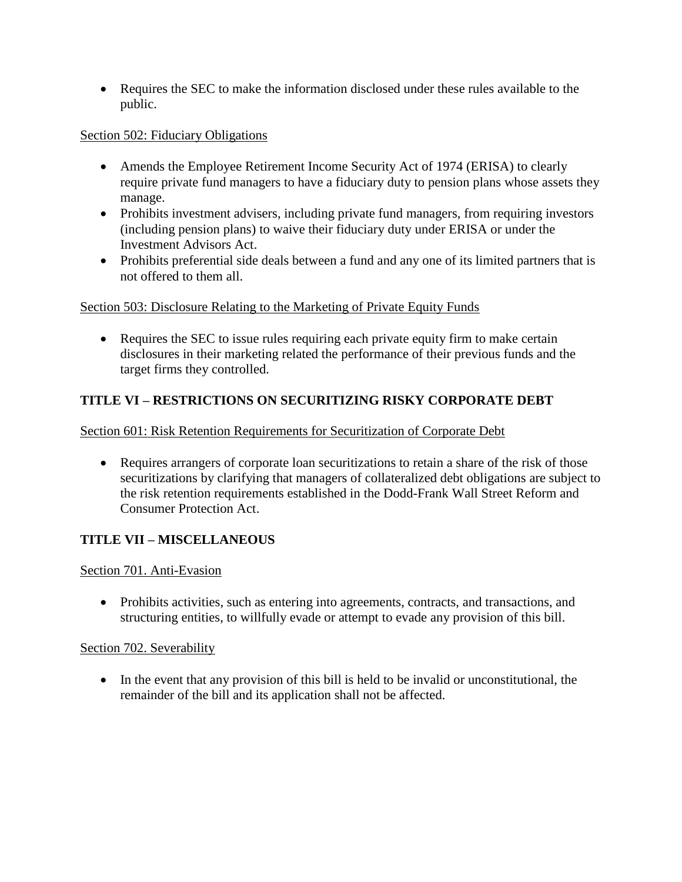- Requires the SEC to make the information disclosed under these rules available to the public.

Section 502: Fiduciary Obligations

- Amends the Employee Retirement Income Security Act of 1974 (ERISA) to clearly require private fund managers to have a fiduciary duty to pension plans whose assets they manage.
- Prohibits investment advisers, including private fund managers, from requiring investors (including pension plans) to waive their fiduciary duty under ERISA or under the Investment Advisors Act.
- Prohibits preferential side deals between a fund and any one of its limited partners that is not offered to them all.

Section 503: Disclosure Relating to the Marketing of Private Equity Funds

- Requires the SEC to issue rules requiring each private equity firm to make certain disclosures in their marketing related the performance of their previous funds and the target firms they controlled.

## TITLE VI – RESTRICTIONS ON SECURITIZING RISKY CORPORATE DEBT

Section 601: Risk Retention Requirements for Securitization of Corporate Debt

- Requires arrangers of corporate loan securitizations to retain a share of the risk of those securitizations by clarifying that managers of collateralized debt obligations are subject to the risk retention requirements established in the Dodd-Frank Wall Street Reform and Consumer Protection Act.

## TITLE VII – MISCELLANEOUS

Section 701. Anti-Evasion

- Prohibits activities, such as entering into agreements, contracts, and transactions, and structuring entities, to willfully evade or attempt to evade any provision of this bill.

Section 702. Severability

- In the event that any provision of this bill is held to be invalid or unconstitutional, the remainder of the bill and its application shall not be affected.